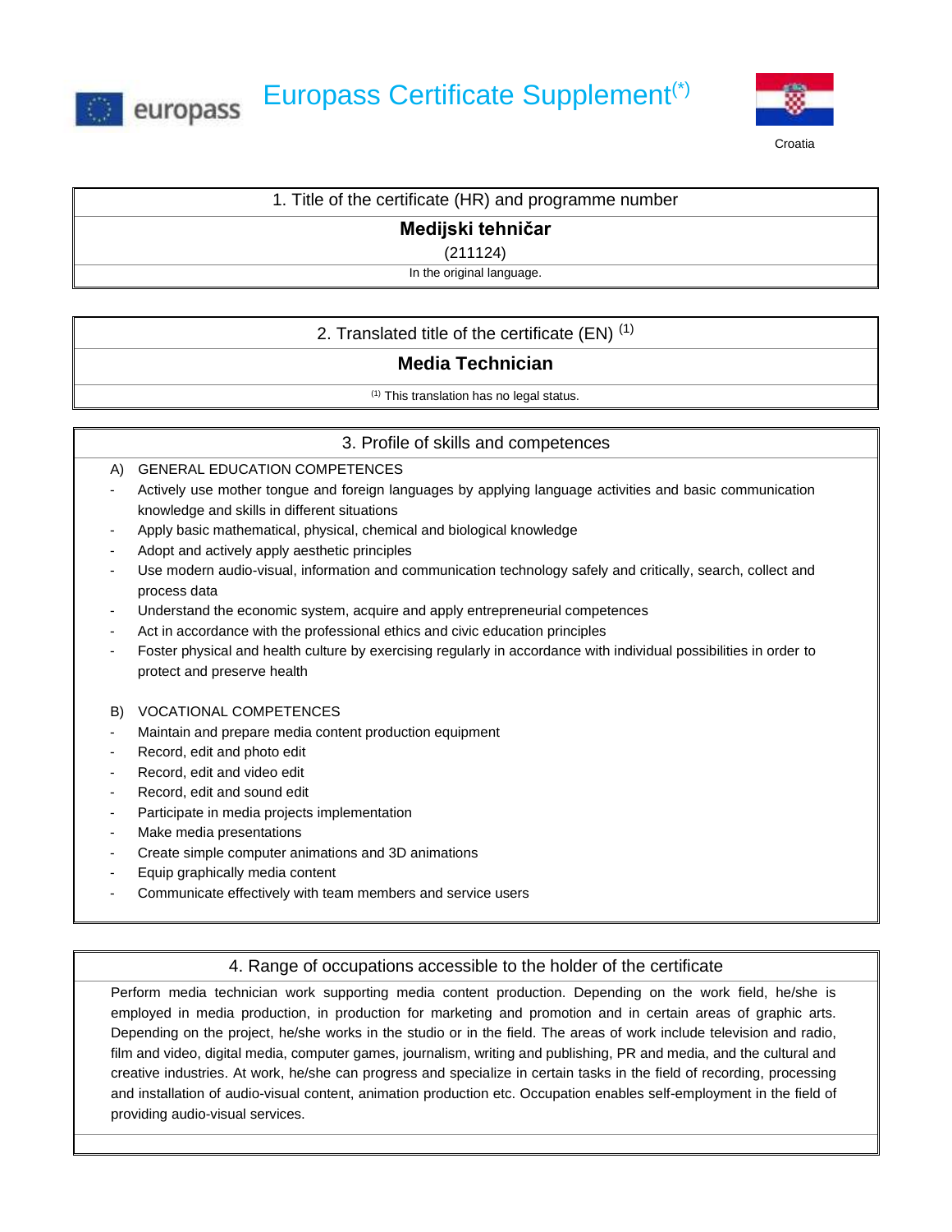europass

# Europass Certificate Supplement(*)

Croatia

## 1. Title of the certificate (HR) and programme number

**Medijski tehničar**

(211124)

In the original language.

## 2. Translated title of the certificate (EN) (1)

**Media Technician**

(1) This translation has no legal status.

## 3. Profile of skills and competences

A) GENERAL EDUCATION COMPETENCES

- Actively use mother tongue and foreign languages by applying language activities and basic communication knowledge and skills in different situations
- Apply basic mathematical, physical, chemical and biological knowledge
- Adopt and actively apply aesthetic principles
- Use modern audio-visual, information and communication technology safely and critically, search, collect and process data
- Understand the economic system, acquire and apply entrepreneurial competences
- Act in accordance with the professional ethics and civic education principles
- Foster physical and health culture by exercising regularly in accordance with individual possibilities in order to protect and preserve health

B) VOCATIONAL COMPETENCES

- Maintain and prepare media content production equipment
- Record, edit and photo edit
- Record, edit and video edit
- Record, edit and sound edit
- Participate in media projects implementation
- Make media presentations
- Create simple computer animations and 3D animations
- Equip graphically media content
- Communicate effectively with team members and service users

## 4. Range of occupations accessible to the holder of the certificate

Perform media technician work supporting media content production. Depending on the work field, he/she is employed in media production, in production for marketing and promotion and in certain areas of graphic arts. Depending on the project, he/she works in the studio or in the field. The areas of work include television and radio, film and video, digital media, computer games, journalism, writing and publishing, PR and media, and the cultural and creative industries. At work, he/she can progress and specialize in certain tasks in the field of recording, processing and installation of audio-visual content, animation production etc. Occupation enables self-employment in the field of providing audio-visual services.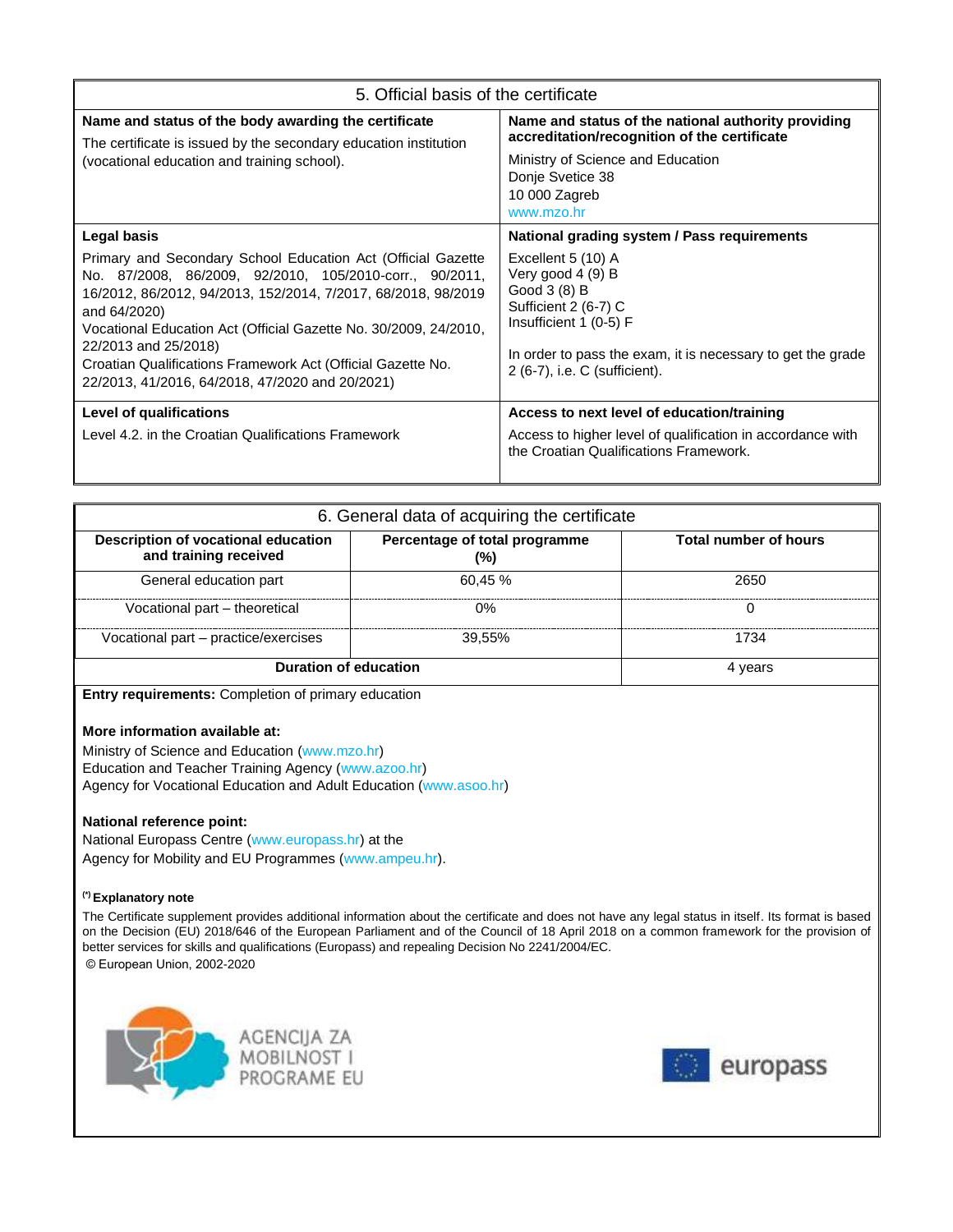## 5. Official basis of the certificate

| Name and status of the body awarding the certificate | Name and status of the national authority providing accreditation/recognition of the certificate |
|---|---|
| The certificate is issued by the secondary education institution (vocational education and training school). | Ministry of Science and Education<br>Donje Svetice 38<br>10 000 Zagreb<br>www.mzo.hr |
| **Legal basis** | **National grading system / Pass requirements** |
| Primary and Secondary School Education Act (Official Gazette No. 87/2008, 86/2009, 92/2010, 105/2010-corr., 90/2011, 16/2012, 86/2012, 94/2013, 152/2014, 7/2017, 68/2018, 98/2019 and 64/2020)<br>Vocational Education Act (Official Gazette No. 30/2009, 24/2010, 22/2013 and 25/2018)<br>Croatian Qualifications Framework Act (Official Gazette No. 22/2013, 41/2016, 64/2018, 47/2020 and 20/2021) | Excellent 5 (10) A<br>Very good 4 (9) B<br>Good 3 (8) B<br>Sufficient 2 (6-7) C<br>Insufficient 1 (0-5) F<br><br>In order to pass the exam, it is necessary to get the grade 2 (6-7), i.e. C (sufficient). |
| **Level of qualifications** | **Access to next level of education/training** |
| Level 4.2. in the Croatian Qualifications Framework | Access to higher level of qualification in accordance with the Croatian Qualifications Framework. |

## 6. General data of acquiring the certificate

| Description of vocational education and training received | Percentage of total programme (%) | Total number of hours |
|---|---|---|
| General education part | 60,45 % | 2650 |
| Vocational part – theoretical | 0% | 0 |
| Vocational part – practice/exercises | 39,55% | 1734 |
| **Duration of education** | | 4 years |

**Entry requirements:** Completion of primary education

**More information available at:**

Ministry of Science and Education (www.mzo.hr)
Education and Teacher Training Agency (www.azoo.hr)
Agency for Vocational Education and Adult Education (www.asoo.hr)

**National reference point:**

National Europass Centre (www.europass.hr) at the
Agency for Mobility and EU Programmes (www.ampeu.hr).

**(*) Explanatory note**

The Certificate supplement provides additional information about the certificate and does not have any legal status in itself. Its format is based on the Decision (EU) 2018/646 of the European Parliament and of the Council of 18 April 2018 on a common framework for the provision of better services for skills and qualifications (Europass) and repealing Decision No 2241/2004/EC.

© European Union, 2002-2020

AGENCIJA ZA MOBILNOST I PROGRAME EU

europass